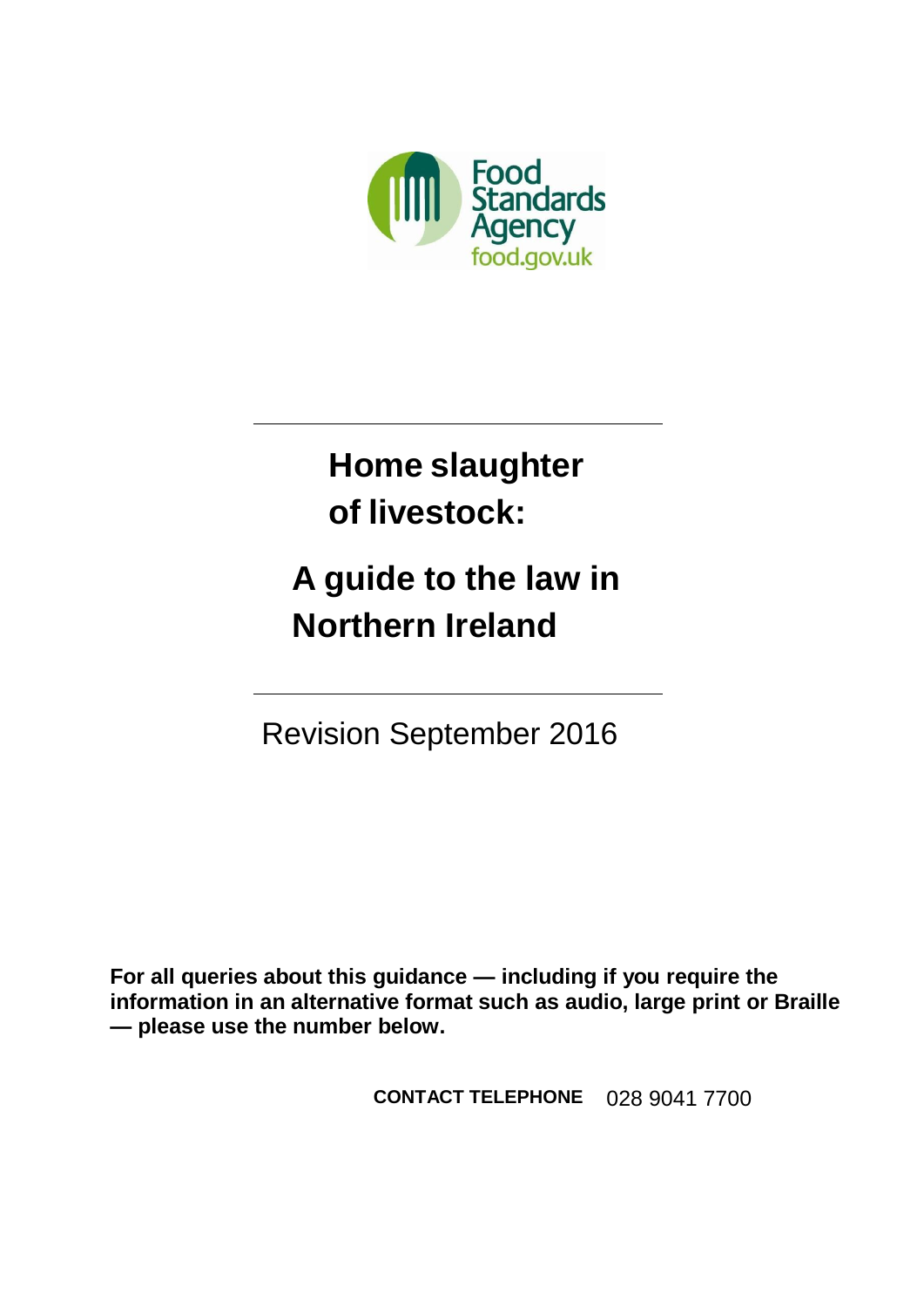Food Standards Agency
food.gov.uk

# Home slaughter of livestock:

# A guide to the law in Northern Ireland

Revision September 2016

**For all queries about this guidance — including if you require the information in an alternative format such as audio, large print or Braille — please use the number below.**

**CONTACT TELEPHONE** 028 9041 7700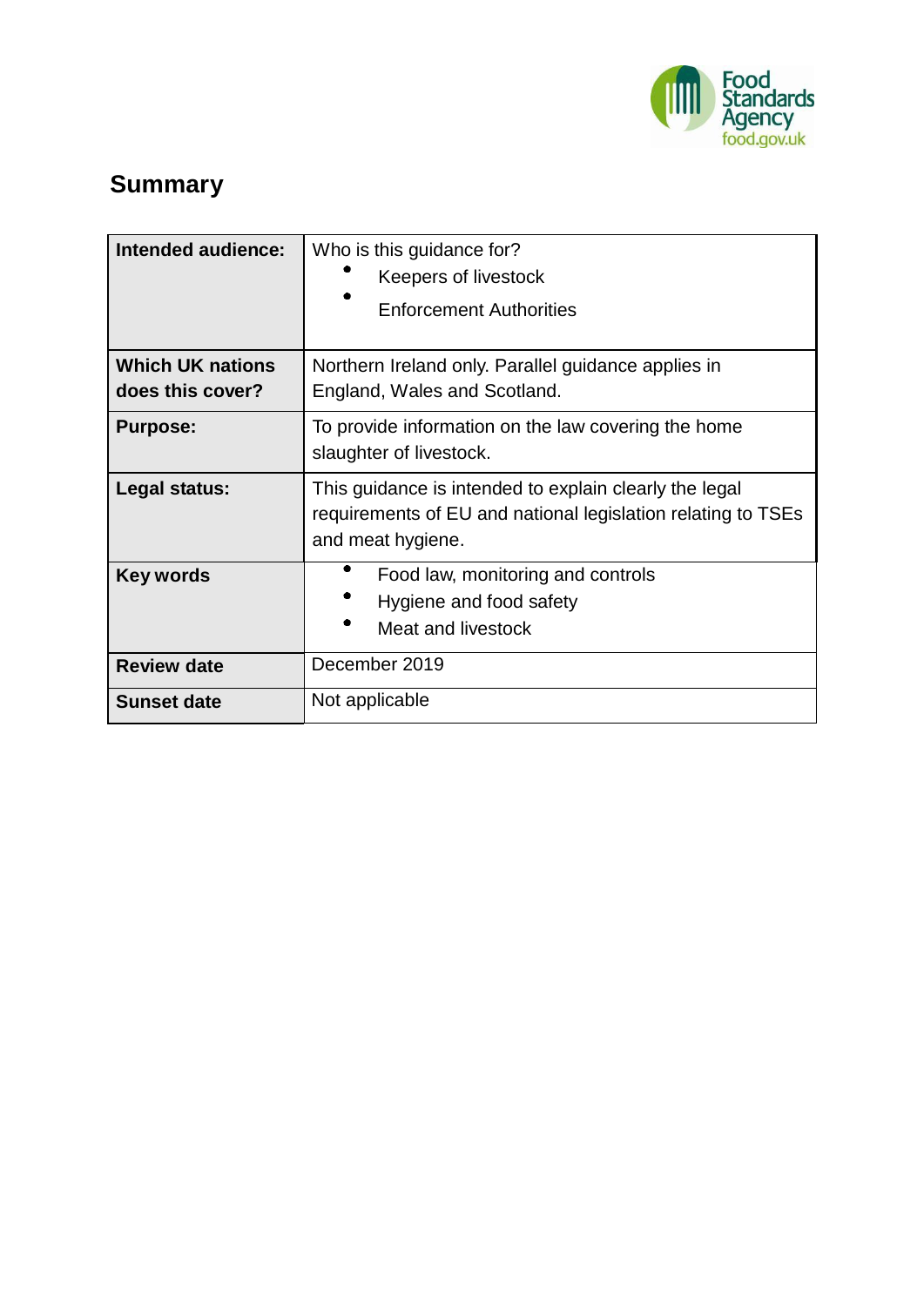## Summary

| Intended audience: | Who is this guidance for?<br>• Keepers of livestock<br>• Enforcement Authorities |
|---|---|
| **Which UK nations does this cover?** | Northern Ireland only. Parallel guidance applies in England, Wales and Scotland. |
| **Purpose:** | To provide information on the law covering the home slaughter of livestock. |
| **Legal status:** | This guidance is intended to explain clearly the legal requirements of EU and national legislation relating to TSEs and meat hygiene. |
| **Key words** | • Food law, monitoring and controls<br>• Hygiene and food safety<br>• Meat and livestock |
| **Review date** | December 2019 |
| **Sunset date** | Not applicable |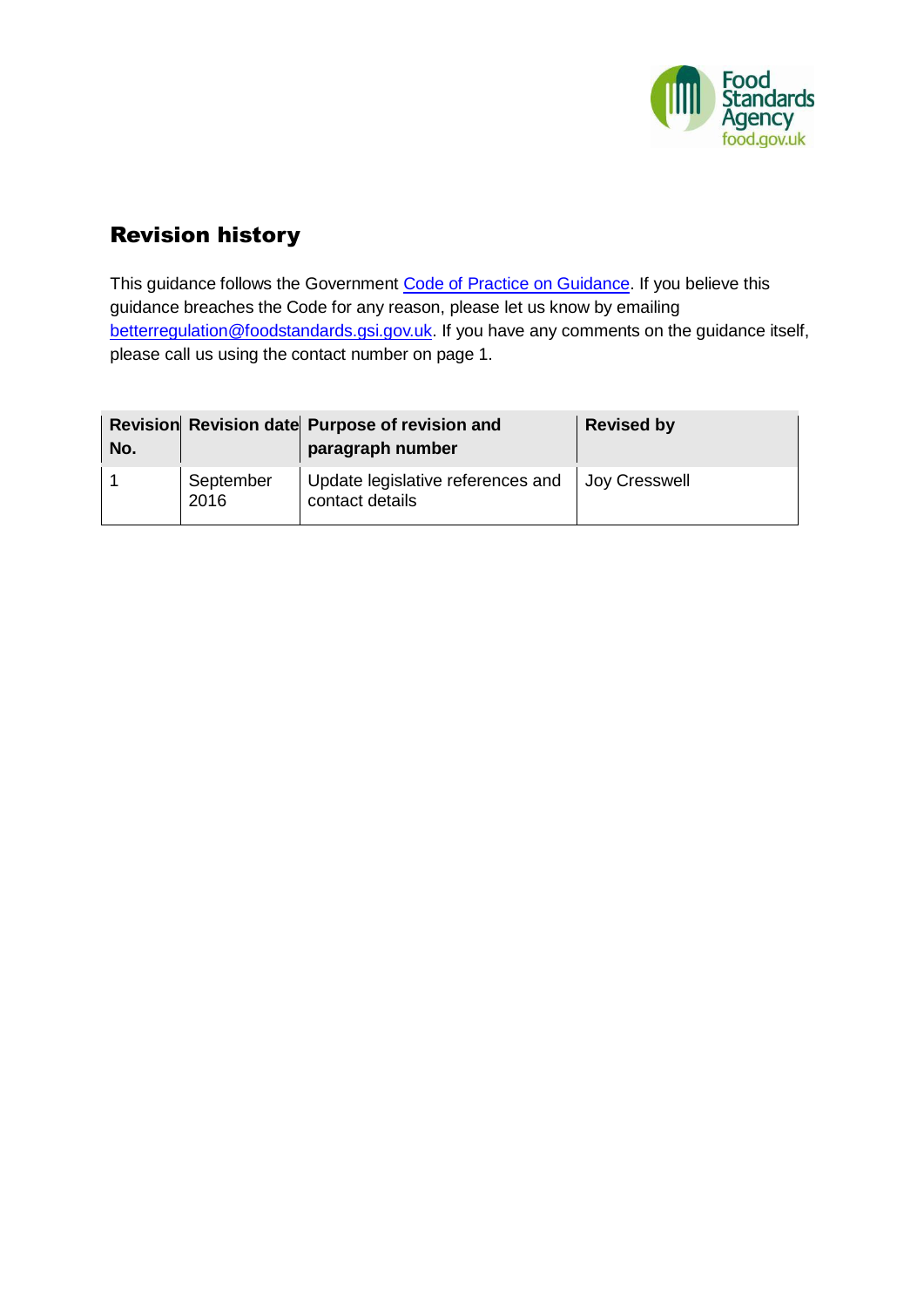## Revision history

This guidance follows the Government [Code of Practice on Guidance](). If you believe this guidance breaches the Code for any reason, please let us know by emailing [betterregulation@foodstandards.gsi.gov.uk](mailto:betterregulation@foodstandards.gsi.gov.uk). If you have any comments on the guidance itself, please call us using the contact number on page 1.

| Revision No. | Revision date | Purpose of revision and paragraph number | Revised by |
|---|---|---|---|
| 1 | September 2016 | Update legislative references and contact details | Joy Cresswell |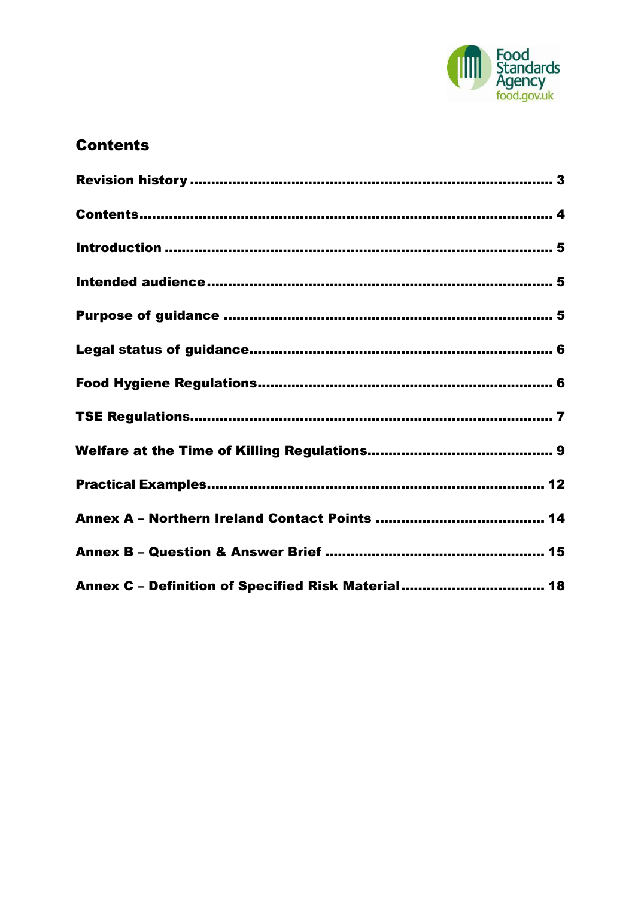## Contents

| | |
|---|---|
| **Revision history** | **3** |
| **Contents** | **4** |
| **Introduction** | **5** |
| **Intended audience** | **5** |
| **Purpose of guidance** | **5** |
| **Legal status of guidance** | **6** |
| **Food Hygiene Regulations** | **6** |
| **TSE Regulations** | **7** |
| **Welfare at the Time of Killing Regulations** | **9** |
| **Practical Examples** | **12** |
| **Annex A – Northern Ireland Contact Points** | **14** |
| **Annex B – Question & Answer Brief** | **15** |
| **Annex C – Definition of Specified Risk Material** | **18** |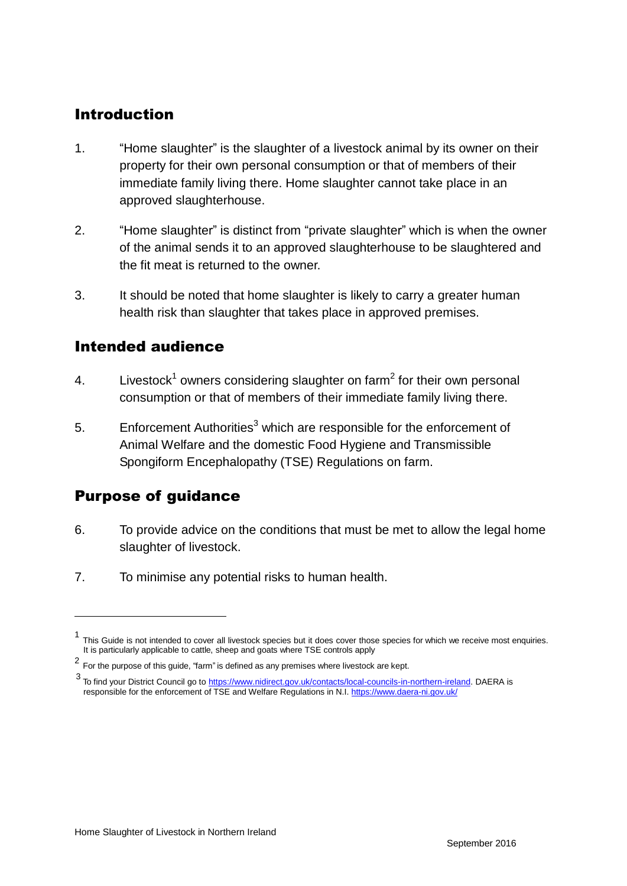## Introduction

1. "Home slaughter" is the slaughter of a livestock animal by its owner on their property for their own personal consumption or that of members of their immediate family living there. Home slaughter cannot take place in an approved slaughterhouse.

2. "Home slaughter" is distinct from "private slaughter" which is when the owner of the animal sends it to an approved slaughterhouse to be slaughtered and the fit meat is returned to the owner.

3. It should be noted that home slaughter is likely to carry a greater human health risk than slaughter that takes place in approved premises.

## Intended audience

4. Livestock[1] owners considering slaughter on farm[2] for their own personal consumption or that of members of their immediate family living there.

5. Enforcement Authorities[3] which are responsible for the enforcement of Animal Welfare and the domestic Food Hygiene and Transmissible Spongiform Encephalopathy (TSE) Regulations on farm.

## Purpose of guidance

6. To provide advice on the conditions that must be met to allow the legal home slaughter of livestock.

7. To minimise any potential risks to human health.

---

[1] This Guide is not intended to cover all livestock species but it does cover those species for which we receive most enquiries. It is particularly applicable to cattle, sheep and goats where TSE controls apply

[2] For the purpose of this guide, "farm" is defined as any premises where livestock are kept.

[3] To find your District Council go to https://www.nidirect.gov.uk/contacts/local-councils-in-northern-ireland. DAERA is responsible for the enforcement of TSE and Welfare Regulations in N.I. https://www.daera-ni.gov.uk/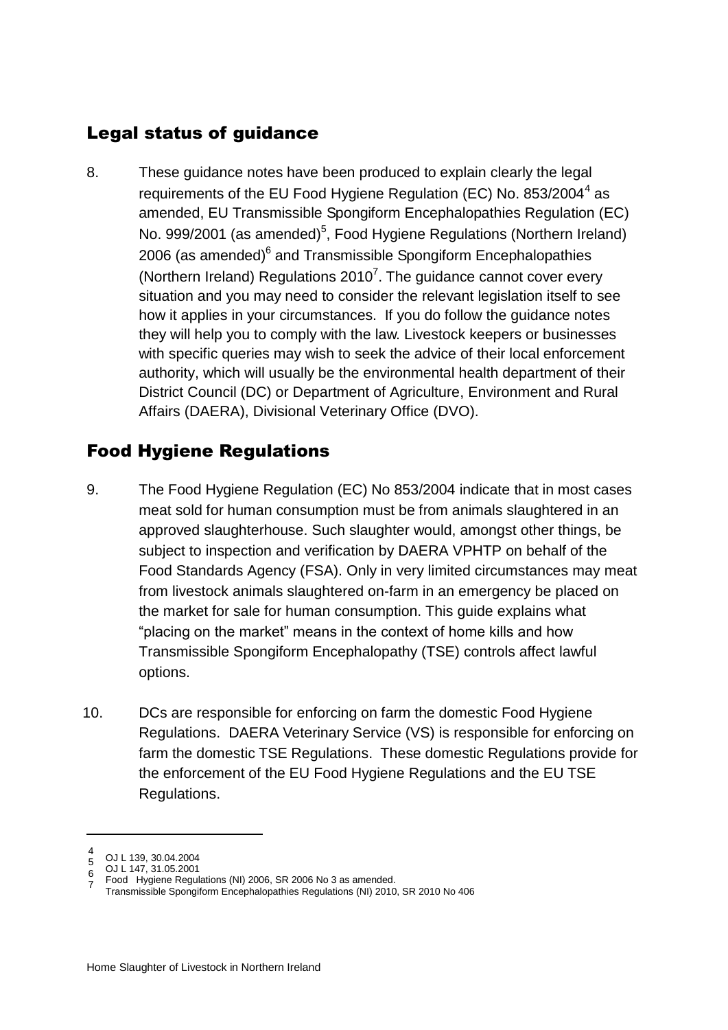## Legal status of guidance

8. These guidance notes have been produced to explain clearly the legal requirements of the EU Food Hygiene Regulation (EC) No. 853/2004[4] as amended, EU Transmissible Spongiform Encephalopathies Regulation (EC) No. 999/2001 (as amended)[5], Food Hygiene Regulations (Northern Ireland) 2006 (as amended)[6] and Transmissible Spongiform Encephalopathies (Northern Ireland) Regulations 2010[7]. The guidance cannot cover every situation and you may need to consider the relevant legislation itself to see how it applies in your circumstances. If you do follow the guidance notes they will help you to comply with the law. Livestock keepers or businesses with specific queries may wish to seek the advice of their local enforcement authority, which will usually be the environmental health department of their District Council (DC) or Department of Agriculture, Environment and Rural Affairs (DAERA), Divisional Veterinary Office (DVO).

## Food Hygiene Regulations

9. The Food Hygiene Regulation (EC) No 853/2004 indicate that in most cases meat sold for human consumption must be from animals slaughtered in an approved slaughterhouse. Such slaughter would, amongst other things, be subject to inspection and verification by DAERA VPHTP on behalf of the Food Standards Agency (FSA). Only in very limited circumstances may meat from livestock animals slaughtered on-farm in an emergency be placed on the market for sale for human consumption. This guide explains what "placing on the market" means in the context of home kills and how Transmissible Spongiform Encephalopathy (TSE) controls affect lawful options.

10. DCs are responsible for enforcing on farm the domestic Food Hygiene Regulations. DAERA Veterinary Service (VS) is responsible for enforcing on farm the domestic TSE Regulations. These domestic Regulations provide for the enforcement of the EU Food Hygiene Regulations and the EU TSE Regulations.

---

[4] OJ L 139, 30.04.2004
[5] OJ L 147, 31.05.2001
[6] Food Hygiene Regulations (NI) 2006, SR 2006 No 3 as amended.
[7] Transmissible Spongiform Encephalopathies Regulations (NI) 2010, SR 2010 No 406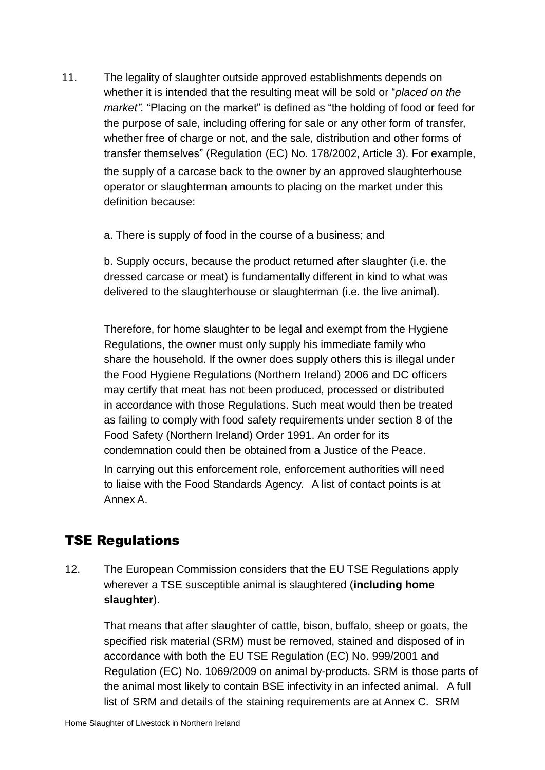11. The legality of slaughter outside approved establishments depends on whether it is intended that the resulting meat will be sold or "*placed on the market".* "Placing on the market" is defined as "the holding of food or feed for the purpose of sale, including offering for sale or any other form of transfer, whether free of charge or not, and the sale, distribution and other forms of transfer themselves" (Regulation (EC) No. 178/2002, Article 3). For example, the supply of a carcase back to the owner by an approved slaughterhouse operator or slaughterman amounts to placing on the market under this definition because:

   a. There is supply of food in the course of a business; and

   b. Supply occurs, because the product returned after slaughter (i.e. the dressed carcase or meat) is fundamentally different in kind to what was delivered to the slaughterhouse or slaughterman (i.e. the live animal).

   Therefore, for home slaughter to be legal and exempt from the Hygiene Regulations, the owner must only supply his immediate family who share the household. If the owner does supply others this is illegal under the Food Hygiene Regulations (Northern Ireland) 2006 and DC officers may certify that meat has not been produced, processed or distributed in accordance with those Regulations. Such meat would then be treated as failing to comply with food safety requirements under section 8 of the Food Safety (Northern Ireland) Order 1991. An order for its condemnation could then be obtained from a Justice of the Peace.

   In carrying out this enforcement role, enforcement authorities will need to liaise with the Food Standards Agency. A list of contact points is at Annex A.

## TSE Regulations

12. The European Commission considers that the EU TSE Regulations apply wherever a TSE susceptible animal is slaughtered (**including home slaughter**).

   That means that after slaughter of cattle, bison, buffalo, sheep or goats, the specified risk material (SRM) must be removed, stained and disposed of in accordance with both the EU TSE Regulation (EC) No. 999/2001 and Regulation (EC) No. 1069/2009 on animal by-products. SRM is those parts of the animal most likely to contain BSE infectivity in an infected animal. A full list of SRM and details of the staining requirements are at Annex C. SRM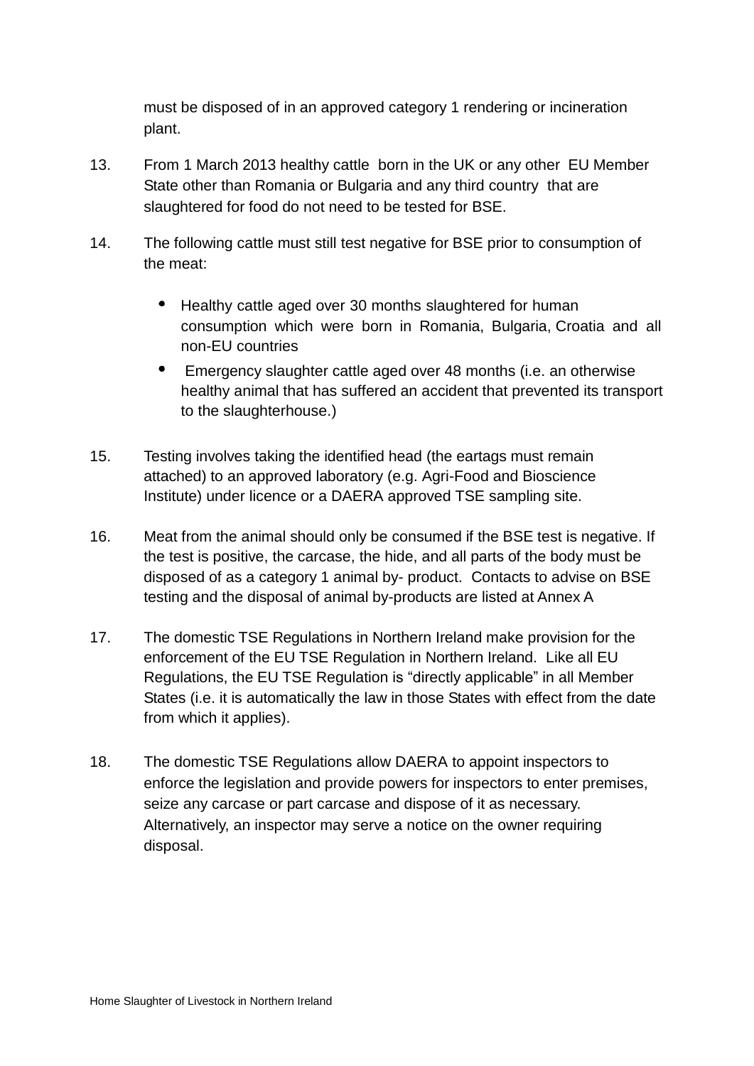must be disposed of in an approved category 1 rendering or incineration plant.

13. From 1 March 2013 healthy cattle born in the UK or any other EU Member State other than Romania or Bulgaria and any third country that are slaughtered for food do not need to be tested for BSE.

14. The following cattle must still test negative for BSE prior to consumption of the meat:

    - Healthy cattle aged over 30 months slaughtered for human consumption which were born in Romania, Bulgaria, Croatia and all non-EU countries
    - Emergency slaughter cattle aged over 48 months (i.e. an otherwise healthy animal that has suffered an accident that prevented its transport to the slaughterhouse.)

15. Testing involves taking the identified head (the eartags must remain attached) to an approved laboratory (e.g. Agri-Food and Bioscience Institute) under licence or a DAERA approved TSE sampling site.

16. Meat from the animal should only be consumed if the BSE test is negative. If the test is positive, the carcase, the hide, and all parts of the body must be disposed of as a category 1 animal by- product. Contacts to advise on BSE testing and the disposal of animal by-products are listed at Annex A

17. The domestic TSE Regulations in Northern Ireland make provision for the enforcement of the EU TSE Regulation in Northern Ireland. Like all EU Regulations, the EU TSE Regulation is “directly applicable” in all Member States (i.e. it is automatically the law in those States with effect from the date from which it applies).

18. The domestic TSE Regulations allow DAERA to appoint inspectors to enforce the legislation and provide powers for inspectors to enter premises, seize any carcase or part carcase and dispose of it as necessary. Alternatively, an inspector may serve a notice on the owner requiring disposal.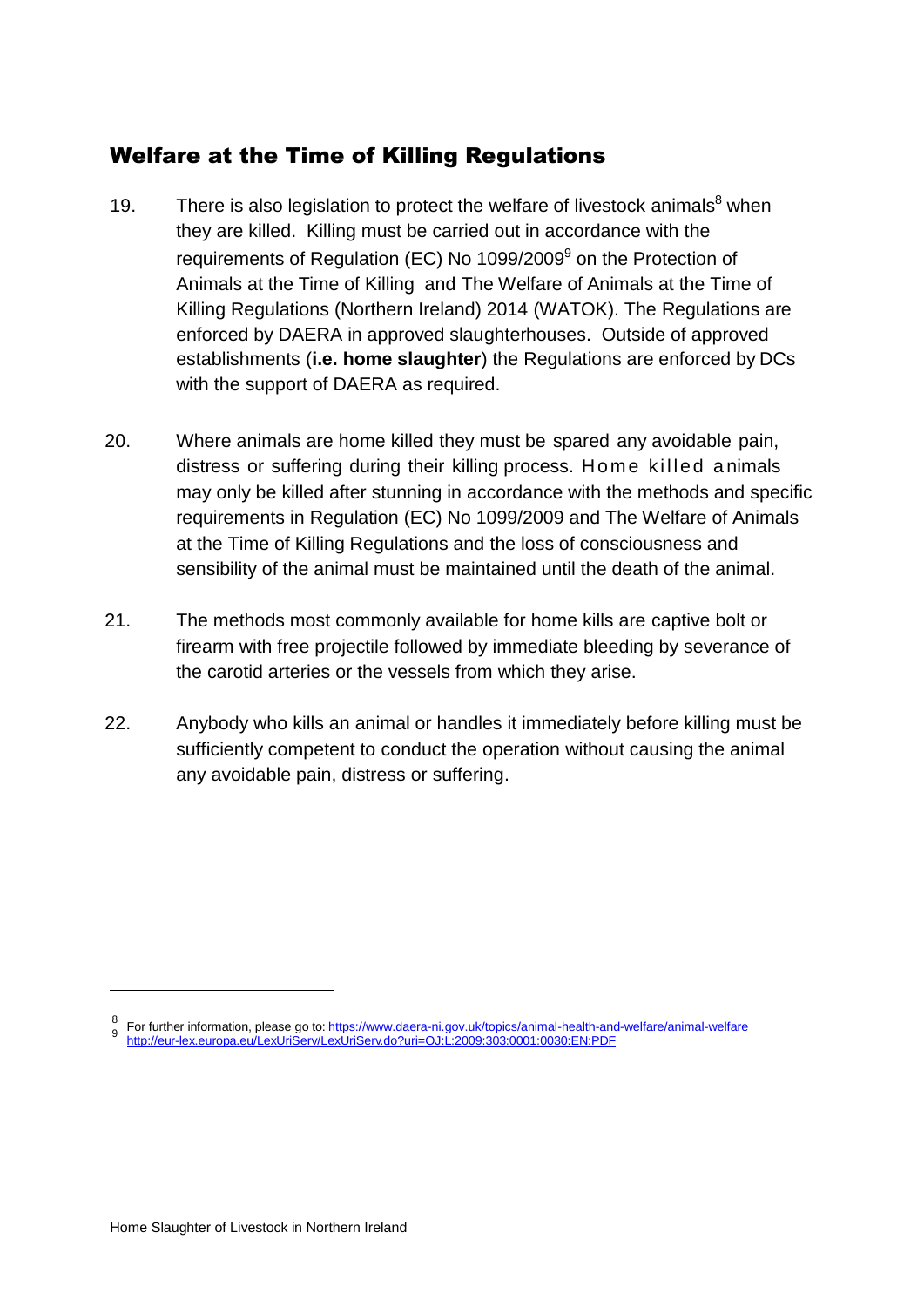## Welfare at the Time of Killing Regulations

19. There is also legislation to protect the welfare of livestock animals[8] when they are killed. Killing must be carried out in accordance with the requirements of Regulation (EC) No 1099/2009[9] on the Protection of Animals at the Time of Killing and The Welfare of Animals at the Time of Killing Regulations (Northern Ireland) 2014 (WATOK). The Regulations are enforced by DAERA in approved slaughterhouses. Outside of approved establishments (**i.e. home slaughter**) the Regulations are enforced by DCs with the support of DAERA as required.

20. Where animals are home killed they must be spared any avoidable pain, distress or suffering during their killing process. Home killed animals may only be killed after stunning in accordance with the methods and specific requirements in Regulation (EC) No 1099/2009 and The Welfare of Animals at the Time of Killing Regulations and the loss of consciousness and sensibility of the animal must be maintained until the death of the animal.

21. The methods most commonly available for home kills are captive bolt or firearm with free projectile followed by immediate bleeding by severance of the carotid arteries or the vessels from which they arise.

22. Anybody who kills an animal or handles it immediately before killing must be sufficiently competent to conduct the operation without causing the animal any avoidable pain, distress or suffering.

---

[8] For further information, please go to: https://www.daera-ni.gov.uk/topics/animal-health-and-welfare/animal-welfare

[9] http://eur-lex.europa.eu/LexUriServ/LexUriServ.do?uri=OJ:L:2009:303:0001:0030:EN:PDF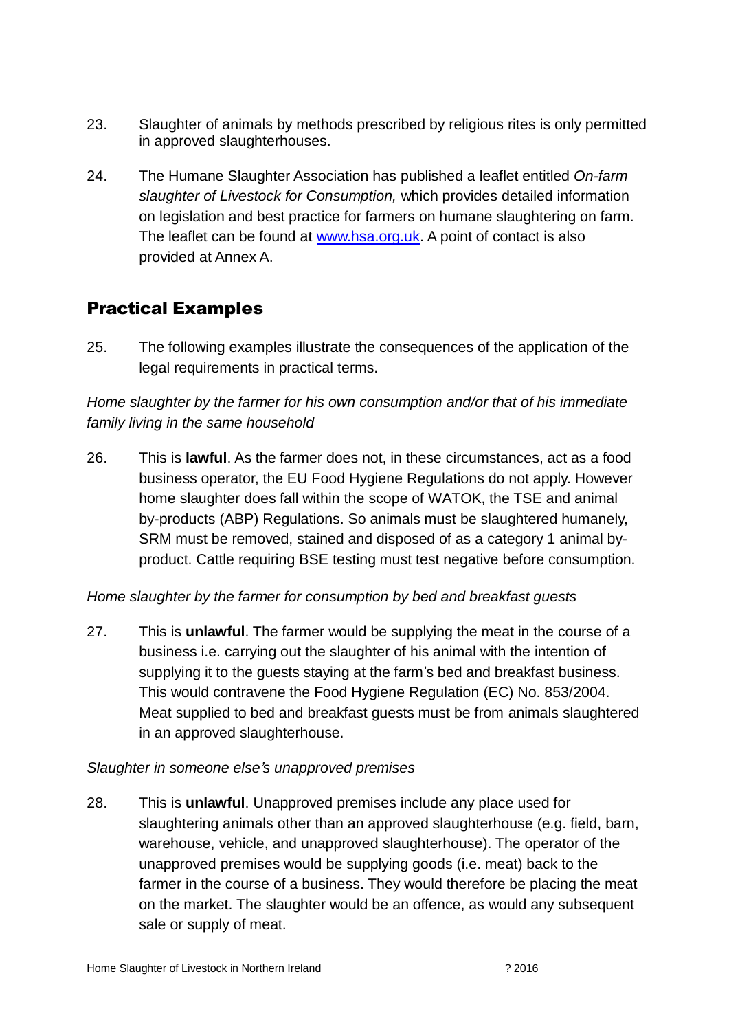23. Slaughter of animals by methods prescribed by religious rites is only permitted in approved slaughterhouses.

24. The Humane Slaughter Association has published a leaflet entitled *On-farm slaughter of Livestock for Consumption,* which provides detailed information on legislation and best practice for farmers on humane slaughtering on farm. The leaflet can be found at [www.hsa.org.uk](http://www.hsa.org.uk). A point of contact is also provided at Annex A.

## Practical Examples

25. The following examples illustrate the consequences of the application of the legal requirements in practical terms.

*Home slaughter by the farmer for his own consumption and/or that of his immediate family living in the same household*

26. This is **lawful**. As the farmer does not, in these circumstances, act as a food business operator, the EU Food Hygiene Regulations do not apply. However home slaughter does fall within the scope of WATOK, the TSE and animal by-products (ABP) Regulations. So animals must be slaughtered humanely, SRM must be removed, stained and disposed of as a category 1 animal by-product. Cattle requiring BSE testing must test negative before consumption.

*Home slaughter by the farmer for consumption by bed and breakfast guests*

27. This is **unlawful**. The farmer would be supplying the meat in the course of a business i.e. carrying out the slaughter of his animal with the intention of supplying it to the guests staying at the farm's bed and breakfast business. This would contravene the Food Hygiene Regulation (EC) No. 853/2004. Meat supplied to bed and breakfast guests must be from animals slaughtered in an approved slaughterhouse.

*Slaughter in someone else's unapproved premises*

28. This is **unlawful**. Unapproved premises include any place used for slaughtering animals other than an approved slaughterhouse (e.g. field, barn, warehouse, vehicle, and unapproved slaughterhouse). The operator of the unapproved premises would be supplying goods (i.e. meat) back to the farmer in the course of a business. They would therefore be placing the meat on the market. The slaughter would be an offence, as would any subsequent sale or supply of meat.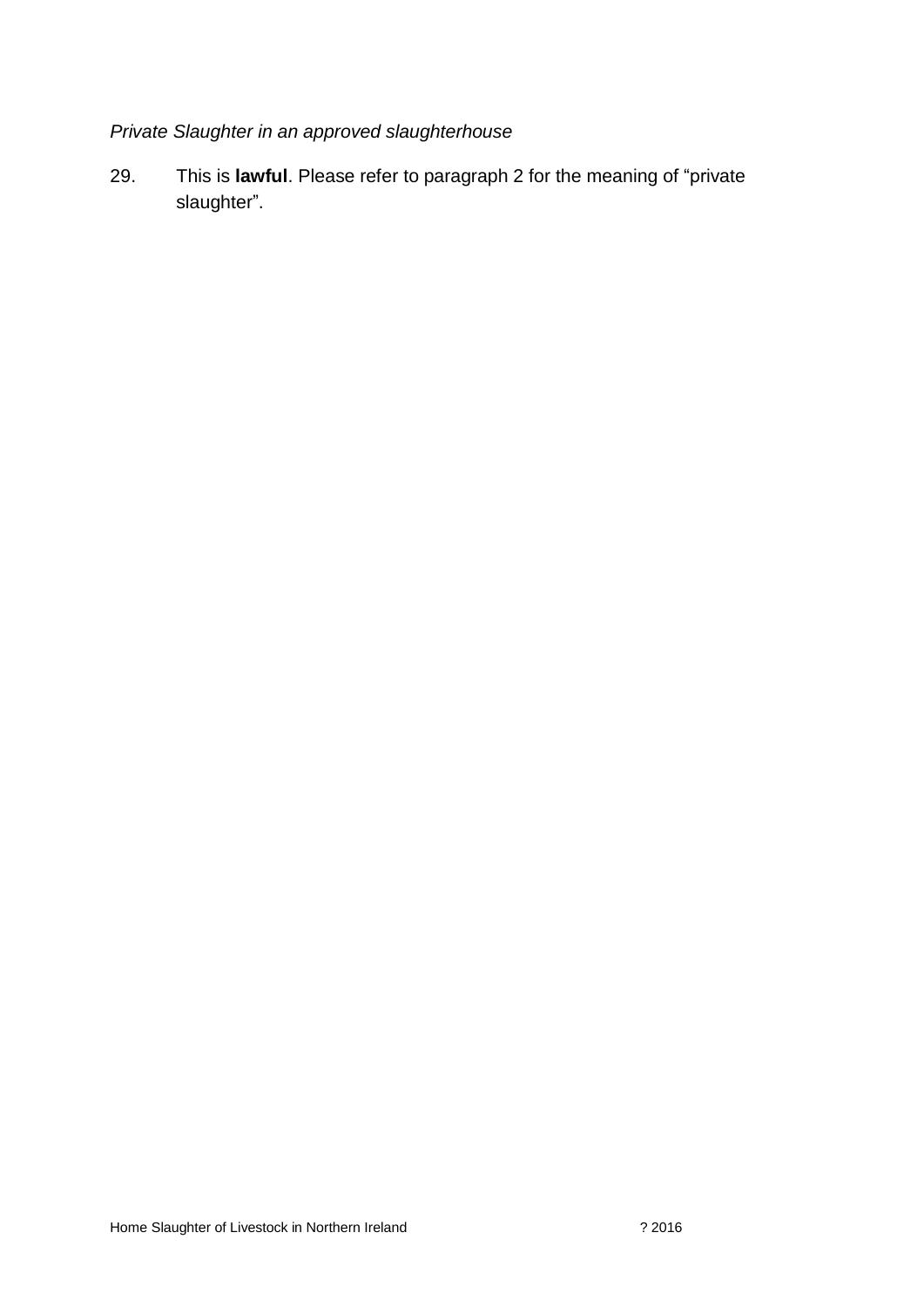*Private Slaughter in an approved slaughterhouse*

29. This is **lawful**. Please refer to paragraph 2 for the meaning of “private slaughter”.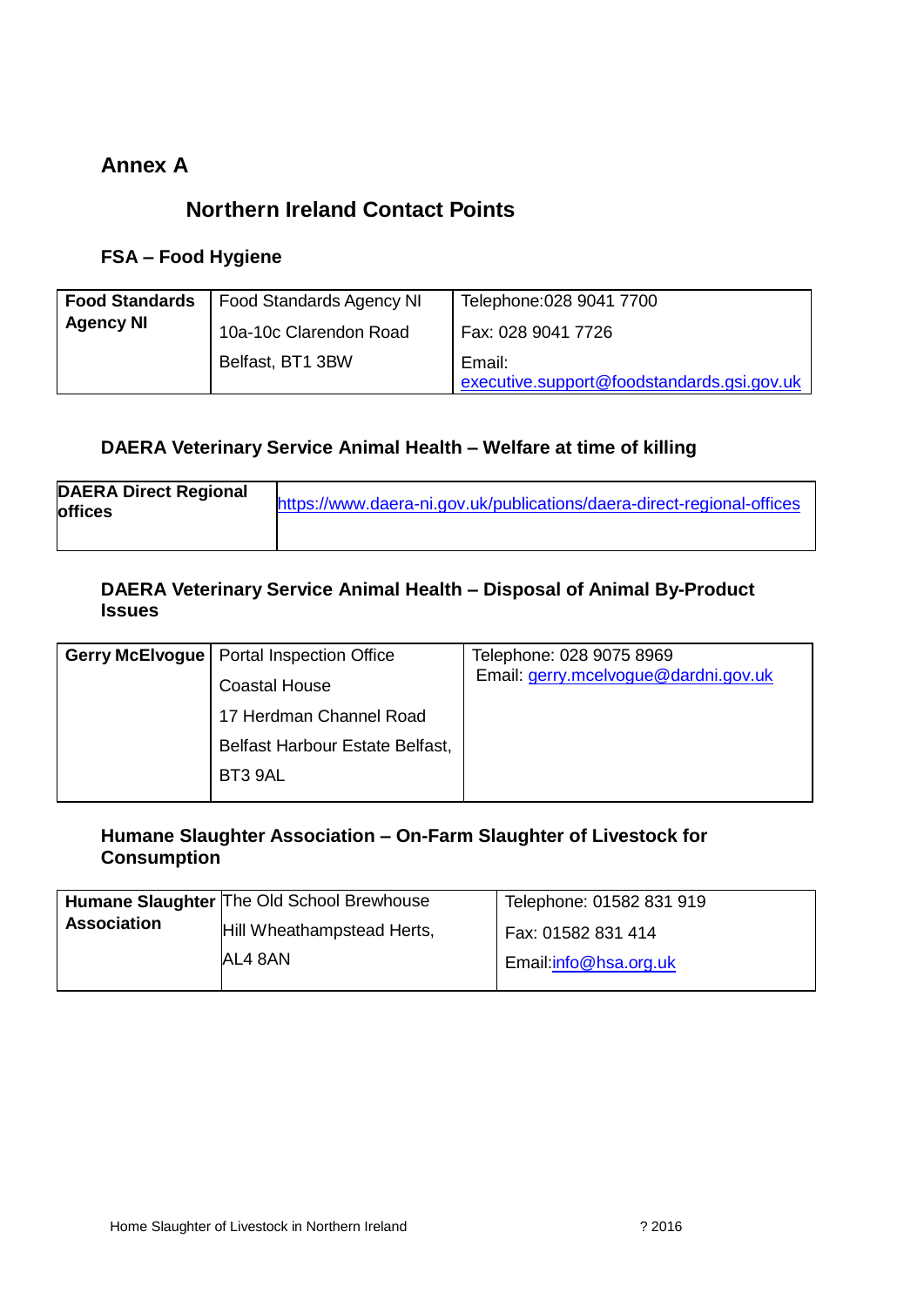# Annex A

## Northern Ireland Contact Points

### FSA – Food Hygiene

| **Food Standards Agency NI** | Food Standards Agency NI<br>10a-10c Clarendon Road<br>Belfast, BT1 3BW | Telephone:028 9041 7700<br>Fax: 028 9041 7726<br>Email: executive.support@foodstandards.gsi.gov.uk |
|---|---|---|

### DAERA Veterinary Service Animal Health – Welfare at time of killing

| **DAERA Direct Regional offices** | https://www.daera-ni.gov.uk/publications/daera-direct-regional-offices |
|---|---|

### DAERA Veterinary Service Animal Health – Disposal of Animal By-Product Issues

| **Gerry McElvogue** | Portal Inspection Office<br>Coastal House<br>17 Herdman Channel Road<br>Belfast Harbour Estate Belfast,<br>BT3 9AL | Telephone: 028 9075 8969<br>Email: gerry.mcelvogue@dardni.gov.uk |
|---|---|---|

### Humane Slaughter Association – On-Farm Slaughter of Livestock for Consumption

| **Humane Slaughter Association** | The Old School Brewhouse<br>Hill Wheathampstead Herts,<br>AL4 8AN | Telephone: 01582 831 919<br>Fax: 01582 831 414<br>Email:info@hsa.org.uk |
|---|---|---|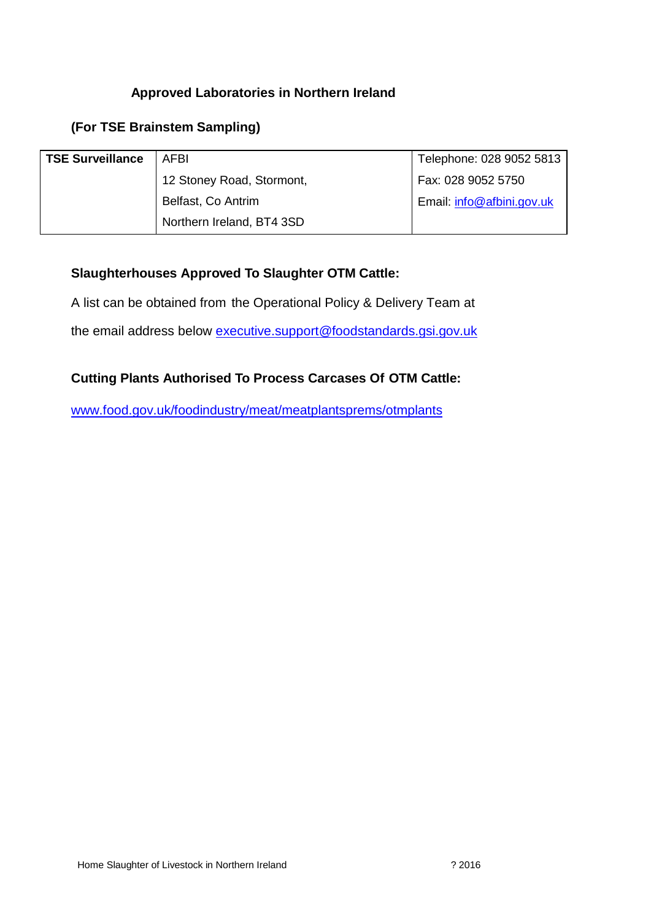## Approved Laboratories in Northern Ireland

### (For TSE Brainstem Sampling)

| **TSE Surveillance** | AFBI | Telephone: 028 9052 5813 |
|---|---|---|
| | 12 Stoney Road, Stormont, | Fax: 028 9052 5750 |
| | Belfast, Co Antrim | Email: info@afbini.gov.uk |
| | Northern Ireland, BT4 3SD | |

### Slaughterhouses Approved To Slaughter OTM Cattle:

A list can be obtained from the Operational Policy & Delivery Team at the email address below executive.support@foodstandards.gsi.gov.uk

### Cutting Plants Authorised To Process Carcases Of OTM Cattle:

www.food.gov.uk/foodindustry/meat/meatplantsprems/otmplants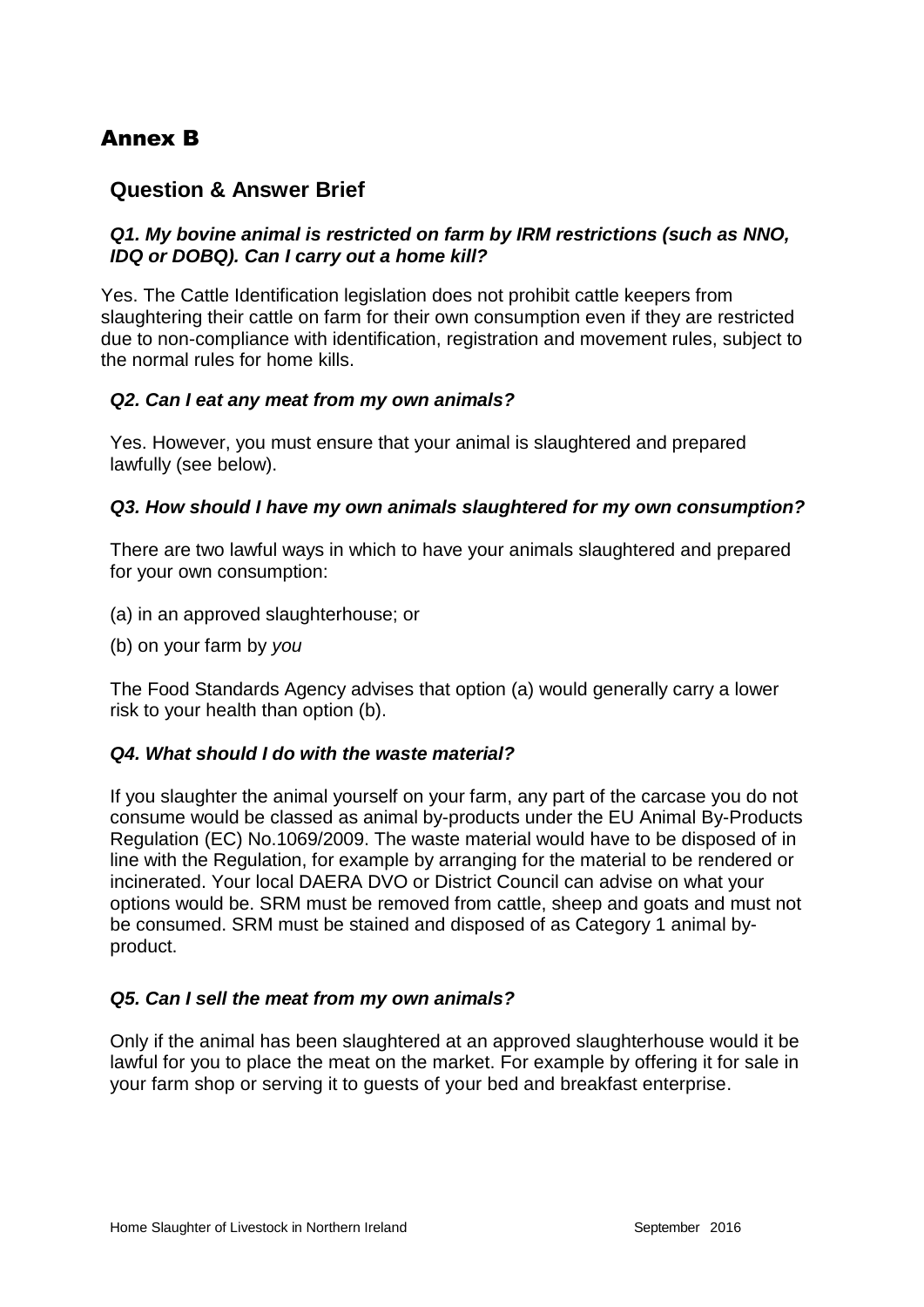# Annex B

## Question & Answer Brief

### *Q1. My bovine animal is restricted on farm by IRM restrictions (such as NNO, IDQ or DOBQ). Can I carry out a home kill?*

Yes. The Cattle Identification legislation does not prohibit cattle keepers from slaughtering their cattle on farm for their own consumption even if they are restricted due to non-compliance with identification, registration and movement rules, subject to the normal rules for home kills.

### *Q2. Can I eat any meat from my own animals?*

Yes. However, you must ensure that your animal is slaughtered and prepared lawfully (see below).

### *Q3. How should I have my own animals slaughtered for my own consumption?*

There are two lawful ways in which to have your animals slaughtered and prepared for your own consumption:

(a) in an approved slaughterhouse; or

(b) on your farm by *you*

The Food Standards Agency advises that option (a) would generally carry a lower risk to your health than option (b).

### *Q4. What should I do with the waste material?*

If you slaughter the animal yourself on your farm, any part of the carcase you do not consume would be classed as animal by-products under the EU Animal By-Products Regulation (EC) No.1069/2009. The waste material would have to be disposed of in line with the Regulation, for example by arranging for the material to be rendered or incinerated. Your local DAERA DVO or District Council can advise on what your options would be. SRM must be removed from cattle, sheep and goats and must not be consumed. SRM must be stained and disposed of as Category 1 animal by-product.

### *Q5. Can I sell the meat from my own animals?*

Only if the animal has been slaughtered at an approved slaughterhouse would it be lawful for you to place the meat on the market. For example by offering it for sale in your farm shop or serving it to guests of your bed and breakfast enterprise.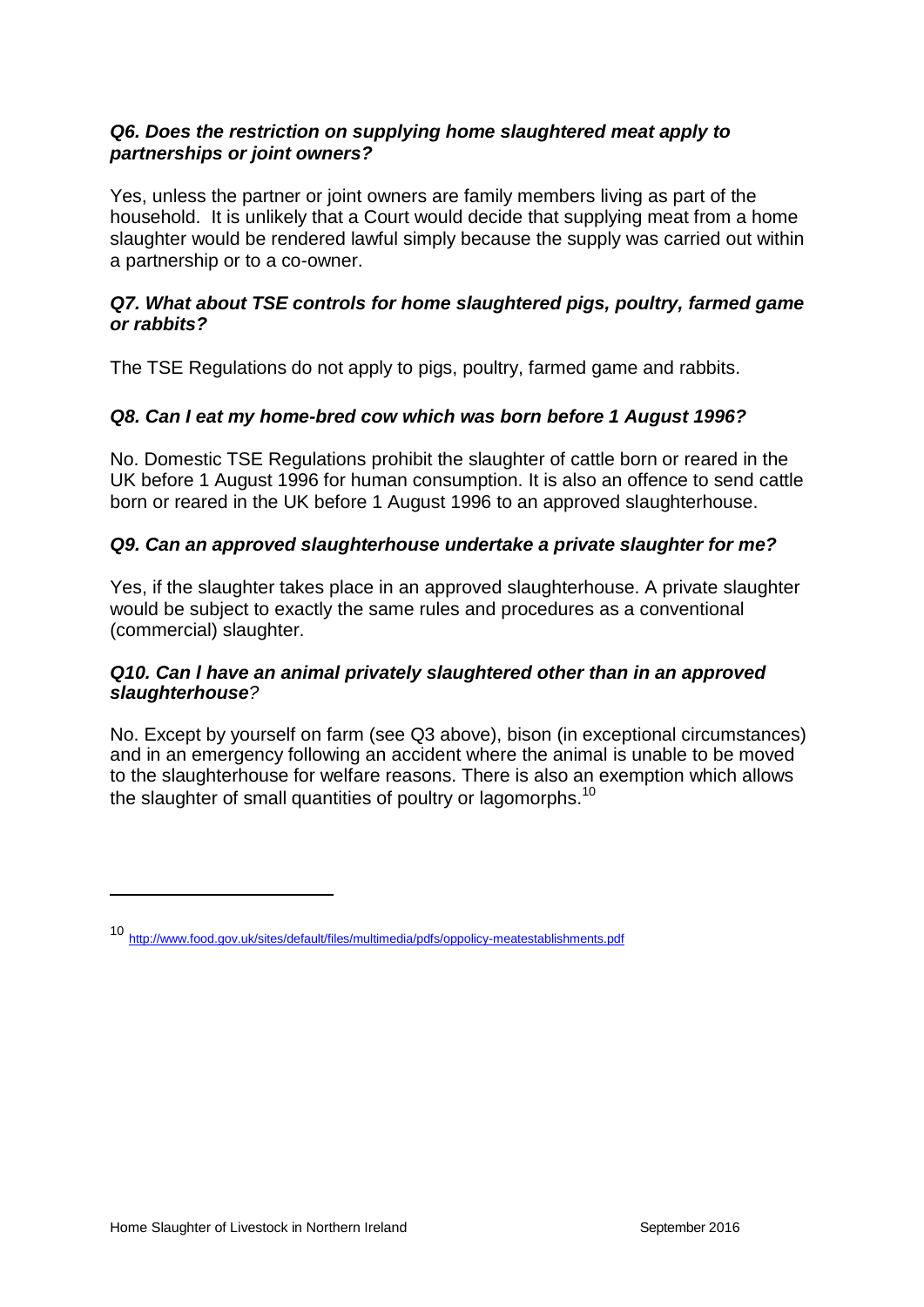***Q6. Does the restriction on supplying home slaughtered meat apply to partnerships or joint owners?***

Yes, unless the partner or joint owners are family members living as part of the household. It is unlikely that a Court would decide that supplying meat from a home slaughter would be rendered lawful simply because the supply was carried out within a partnership or to a co-owner.

***Q7. What about TSE controls for home slaughtered pigs, poultry, farmed game or rabbits?***

The TSE Regulations do not apply to pigs, poultry, farmed game and rabbits.

***Q8. Can I eat my home-bred cow which was born before 1 August 1996?***

No. Domestic TSE Regulations prohibit the slaughter of cattle born or reared in the UK before 1 August 1996 for human consumption. It is also an offence to send cattle born or reared in the UK before 1 August 1996 to an approved slaughterhouse.

***Q9. Can an approved slaughterhouse undertake a private slaughter for me?***

Yes, if the slaughter takes place in an approved slaughterhouse. A private slaughter would be subject to exactly the same rules and procedures as a conventional (commercial) slaughter.

***Q10. Can I have an animal privately slaughtered other than in an approved slaughterhouse?***

No. Except by yourself on farm (see Q3 above), bison (in exceptional circumstances) and in an emergency following an accident where the animal is unable to be moved to the slaughterhouse for welfare reasons. There is also an exemption which allows the slaughter of small quantities of poultry or lagomorphs.[10]

---

[10] http://www.food.gov.uk/sites/default/files/multimedia/pdfs/oppolicy-meatestablishments.pdf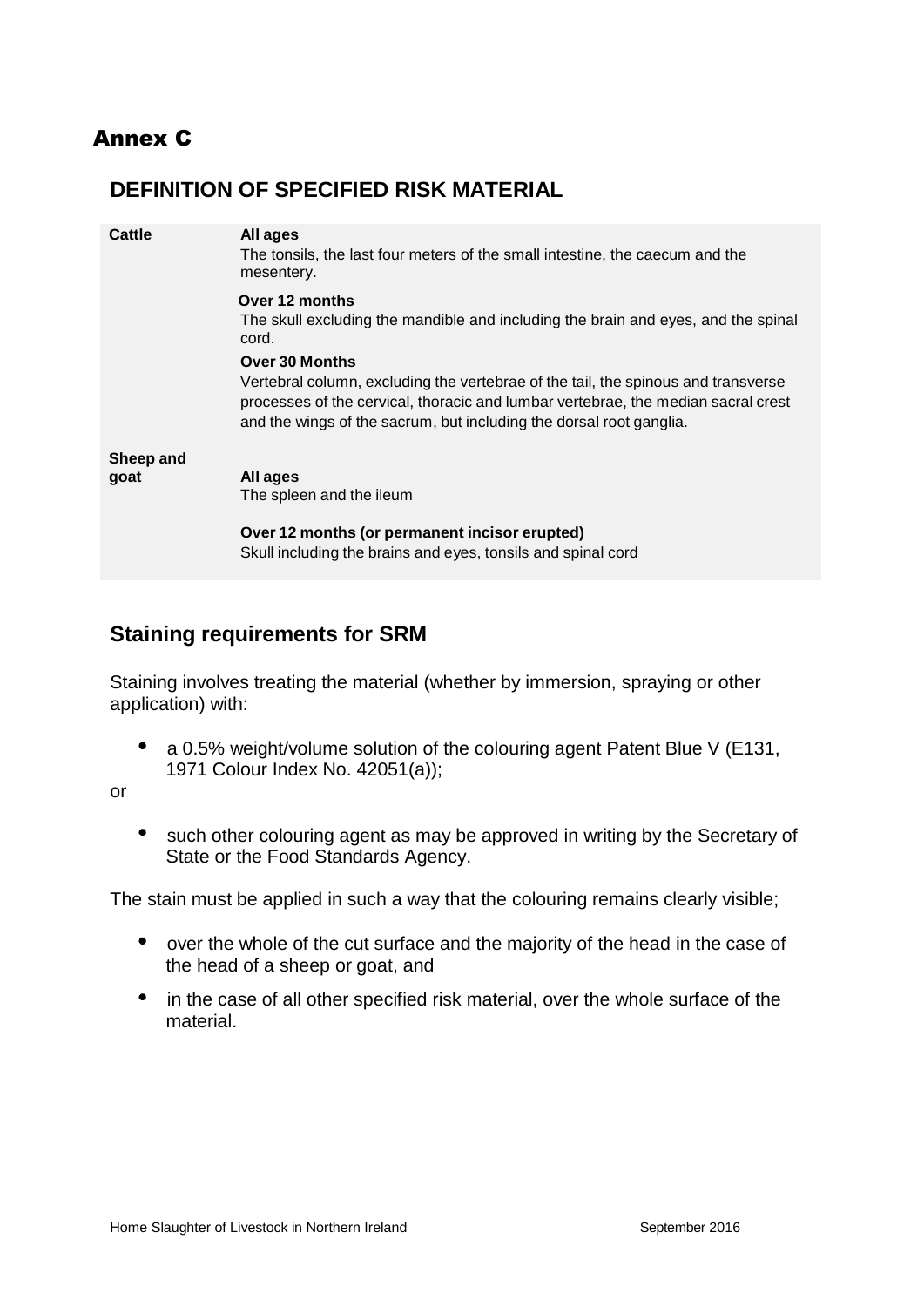# Annex C

## DEFINITION OF SPECIFIED RISK MATERIAL

| | |
|---|---|
| **Cattle** | **All ages**<br>The tonsils, the last four meters of the small intestine, the caecum and the mesentery.<br>**Over 12 months**<br>The skull excluding the mandible and including the brain and eyes, and the spinal cord.<br>**Over 30 Months**<br>Vertebral column, excluding the vertebrae of the tail, the spinous and transverse processes of the cervical, thoracic and lumbar vertebrae, the median sacral crest and the wings of the sacrum, but including the dorsal root ganglia. |
| **Sheep and goat** | **All ages**<br>The spleen and the ileum<br>**Over 12 months (or permanent incisor erupted)**<br>Skull including the brains and eyes, tonsils and spinal cord |

## Staining requirements for SRM

Staining involves treating the material (whether by immersion, spraying or other application) with:

- a 0.5% weight/volume solution of the colouring agent Patent Blue V (E131, 1971 Colour Index No. 42051(a));

or

- such other colouring agent as may be approved in writing by the Secretary of State or the Food Standards Agency.

The stain must be applied in such a way that the colouring remains clearly visible;

- over the whole of the cut surface and the majority of the head in the case of the head of a sheep or goat, and
- in the case of all other specified risk material, over the whole surface of the material.